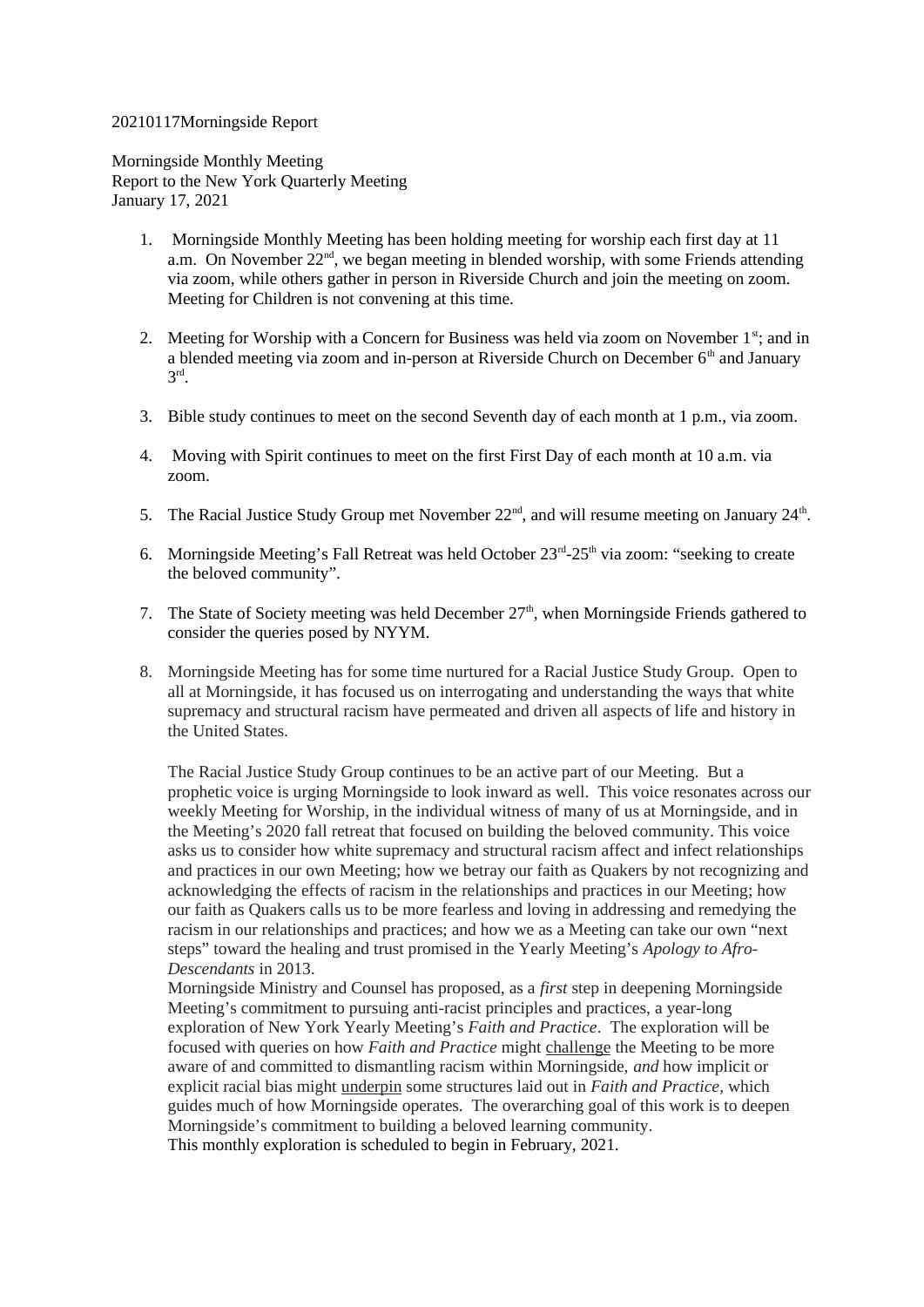20210117Morningside Report

Morningside Monthly Meeting
Report to the New York Quarterly Meeting
January 17, 2021

1. Morningside Monthly Meeting has been holding meeting for worship each first day at 11 a.m. On November 22nd, we began meeting in blended worship, with some Friends attending via zoom, while others gather in person in Riverside Church and join the meeting on zoom. Meeting for Children is not convening at this time.

2. Meeting for Worship with a Concern for Business was held via zoom on November 1st; and in a blended meeting via zoom and in-person at Riverside Church on December 6th and January 3rd.

3. Bible study continues to meet on the second Seventh day of each month at 1 p.m., via zoom.

4. Moving with Spirit continues to meet on the first First Day of each month at 10 a.m. via zoom.

5. The Racial Justice Study Group met November 22nd, and will resume meeting on January 24th.

6. Morningside Meeting's Fall Retreat was held October 23rd-25th via zoom: "seeking to create the beloved community".

7. The State of Society meeting was held December 27th, when Morningside Friends gathered to consider the queries posed by NYYM.

8. Morningside Meeting has for some time nurtured for a Racial Justice Study Group. Open to all at Morningside, it has focused us on interrogating and understanding the ways that white supremacy and structural racism have permeated and driven all aspects of life and history in the United States.

   The Racial Justice Study Group continues to be an active part of our Meeting. But a prophetic voice is urging Morningside to look inward as well. This voice resonates across our weekly Meeting for Worship, in the individual witness of many of us at Morningside, and in the Meeting's 2020 fall retreat that focused on building the beloved community. This voice asks us to consider how white supremacy and structural racism affect and infect relationships and practices in our own Meeting; how we betray our faith as Quakers by not recognizing and acknowledging the effects of racism in the relationships and practices in our Meeting; how our faith as Quakers calls us to be more fearless and loving in addressing and remedying the racism in our relationships and practices; and how we as a Meeting can take our own "next steps" toward the healing and trust promised in the Yearly Meeting's *Apology to Afro-Descendants* in 2013.
   Morningside Ministry and Counsel has proposed, as a *first* step in deepening Morningside Meeting's commitment to pursuing anti-racist principles and practices, a year-long exploration of New York Yearly Meeting's *Faith and Practice*. The exploration will be focused with queries on how *Faith and Practice* might <u>challenge</u> the Meeting to be more aware of and committed to dismantling racism within Morningside, *and* how implicit or explicit racial bias might <u>underpin</u> some structures laid out in *Faith and Practice*, which guides much of how Morningside operates. The overarching goal of this work is to deepen Morningside's commitment to building a beloved learning community.
   This monthly exploration is scheduled to begin in February, 2021.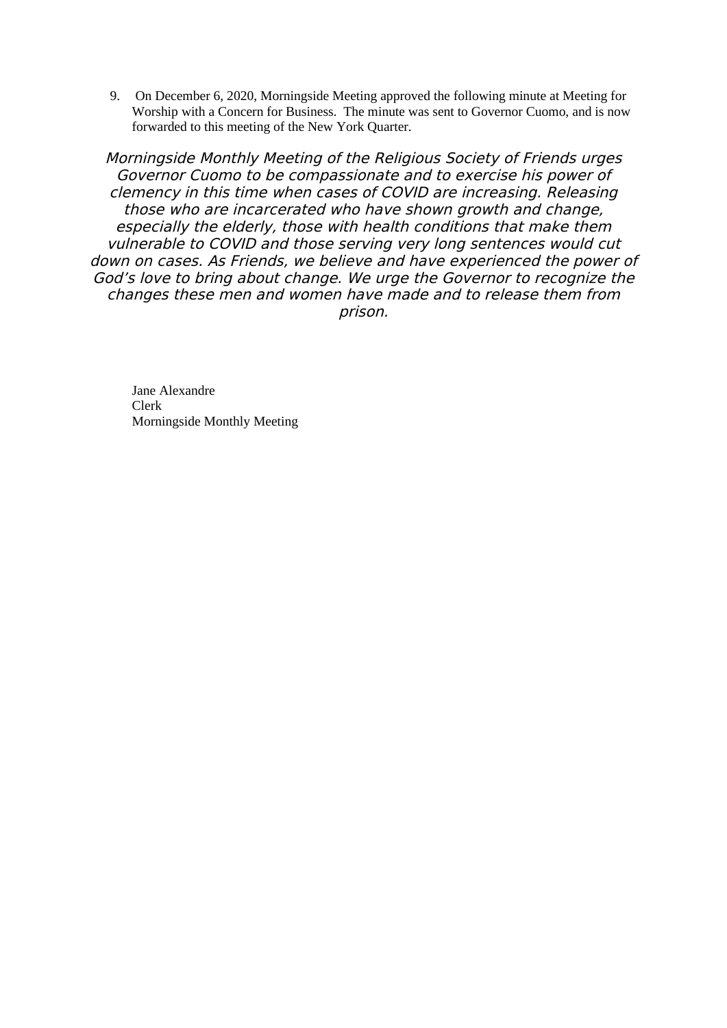9. On December 6, 2020, Morningside Meeting approved the following minute at Meeting for Worship with a Concern for Business. The minute was sent to Governor Cuomo, and is now forwarded to this meeting of the New York Quarter.

*Morningside Monthly Meeting of the Religious Society of Friends urges Governor Cuomo to be compassionate and to exercise his power of clemency in this time when cases of COVID are increasing. Releasing those who are incarcerated who have shown growth and change, especially the elderly, those with health conditions that make them vulnerable to COVID and those serving very long sentences would cut down on cases. As Friends, we believe and have experienced the power of God's love to bring about change. We urge the Governor to recognize the changes these men and women have made and to release them from prison.*

Jane Alexandre
Clerk
Morningside Monthly Meeting